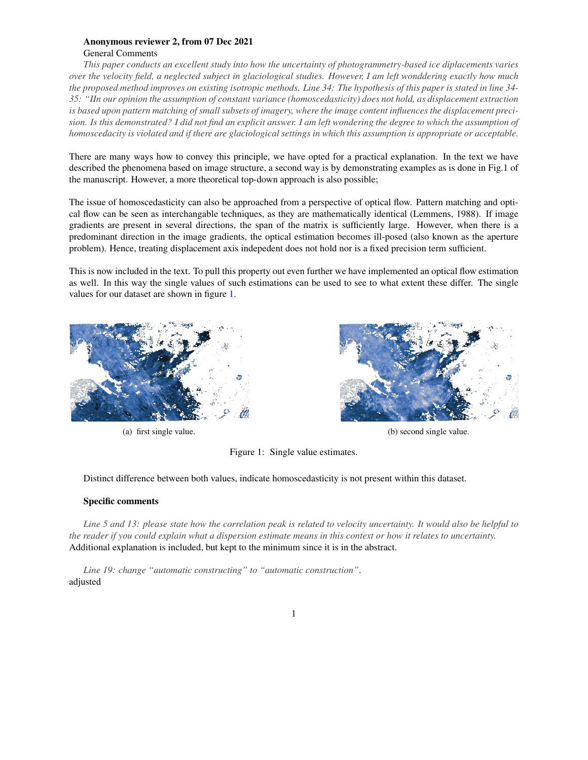**Anonymous reviewer 2, from 07 Dec 2021**

General Comments

*This paper conducts an excellent study into how the uncertainty of photogrammetry-based ice diplacements varies over the velocity field, a neglected subject in glaciological studies. However, I am left wonddering exactly how much the proposed method improves on existing isotropic methods. Line 34: The hypothesis of this paper is stated in line 34-35: "IIn our opinion the assumption of constant variance (homoscedasticity) does not hold, as displacement extraction is based upon pattern matching of small subsets of imagery, where the image content influences the displacement precision. Is this demonstrated? I did not find an explicit answer. I am left wondering the degree to which the assumption of homoscedacity is violated and if there are glaciological settings in which this assumption is appropriate or acceptable.*

There are many ways how to convey this principle, we have opted for a practical explanation. In the text we have described the phenomena based on image structure, a second way is by demonstrating examples as is done in Fig.1 of the manuscript. However, a more theoretical top-down approach is also possible;

The issue of homoscedasticity can also be approached from a perspective of optical flow. Pattern matching and optical flow can be seen as interchangable techniques, as they are mathematically identical (Lemmens, 1988). If image gradients are present in several directions, the span of the matrix is sufficiently large. However, when there is a predominant direction in the image gradients, the optical estimation becomes ill-posed (also known as the aperture problem). Hence, treating displacement axis indepedent does not hold nor is a fixed precision term sufficient.

This is now included in the text. To pull this property out even further we have implemented an optical flow estimation as well. In this way the single values of such estimations can be used to see to what extent these differ. The single values for our dataset are shown in figure 1.

(a) first single value.

(b) second single value.

Figure 1: Single value estimates.

Distinct difference between both values, indicate homoscedasticity is not present within this dataset.

**Specific comments**

*Line 5 and 13: please state how the correlation peak is related to velocity uncertainty. It would also be helpful to the reader if you could explain what a dispersion estimate means in this context or how it relates to uncertainty.*
Additional explanation is included, but kept to the minimum since it is in the abstract.

*Line 19: change "automatic constructing" to "automatic construction".*
adjusted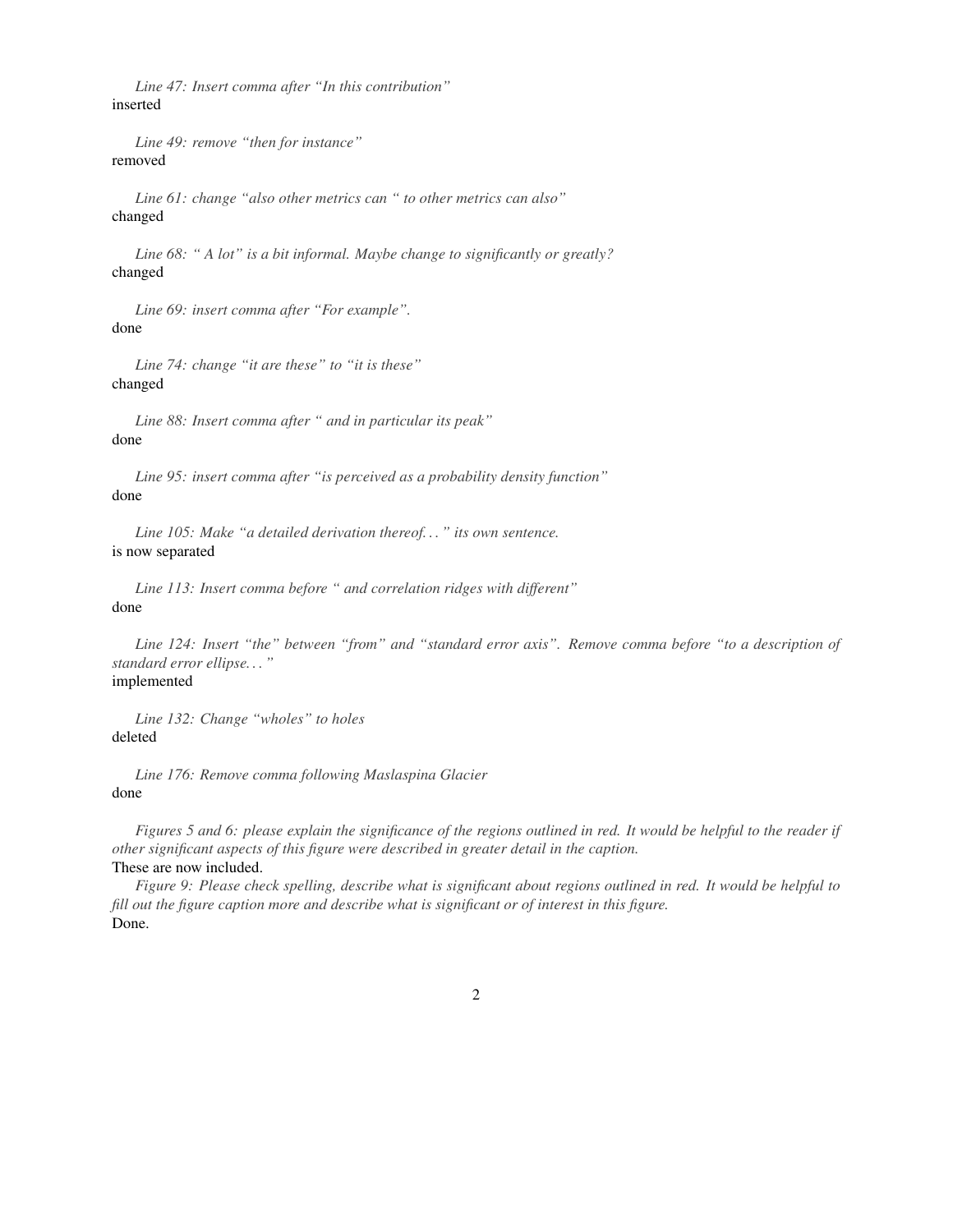*Line 47: Insert comma after "In this contribution"*

inserted

*Line 49: remove "then for instance"*

removed

*Line 61: change "also other metrics can " to other metrics can also"*

changed

*Line 68: " A lot" is a bit informal. Maybe change to significantly or greatly?*

changed

*Line 69: insert comma after "For example".*

done

*Line 74: change "it are these" to "it is these"*

changed

*Line 88: Insert comma after " and in particular its peak"*

done

*Line 95: insert comma after "is perceived as a probability density function"*

done

*Line 105: Make "a detailed derivation thereof. . . " its own sentence.*

is now separated

*Line 113: Insert comma before " and correlation ridges with different"*

done

*Line 124: Insert "the" between "from" and "standard error axis". Remove comma before "to a description of standard error ellipse. . . "*

implemented

*Line 132: Change "wholes" to holes*

deleted

*Line 176: Remove comma following Maslaspina Glacier*

done

*Figures 5 and 6: please explain the significance of the regions outlined in red. It would be helpful to the reader if other significant aspects of this figure were described in greater detail in the caption.*

These are now included.

*Figure 9: Please check spelling, describe what is significant about regions outlined in red. It would be helpful to fill out the figure caption more and describe what is significant or of interest in this figure.*

Done.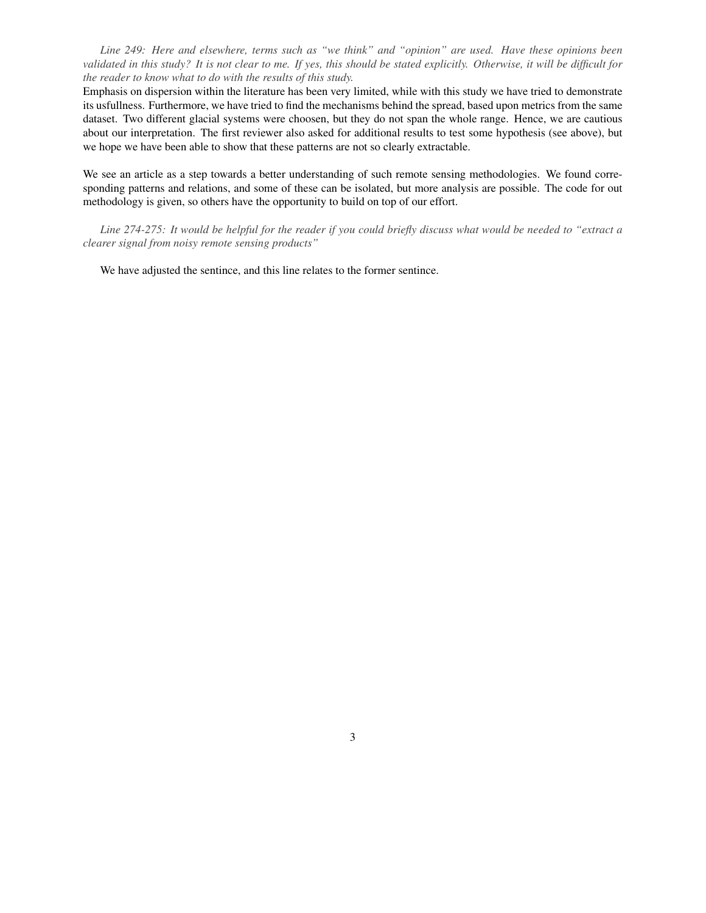*Line 249: Here and elsewhere, terms such as "we think" and "opinion" are used. Have these opinions been validated in this study? It is not clear to me. If yes, this should be stated explicitly. Otherwise, it will be difficult for the reader to know what to do with the results of this study.*

Emphasis on dispersion within the literature has been very limited, while with this study we have tried to demonstrate its usfullness. Furthermore, we have tried to find the mechanisms behind the spread, based upon metrics from the same dataset. Two different glacial systems were choosen, but they do not span the whole range. Hence, we are cautious about our interpretation. The first reviewer also asked for additional results to test some hypothesis (see above), but we hope we have been able to show that these patterns are not so clearly extractable.

We see an article as a step towards a better understanding of such remote sensing methodologies. We found corresponding patterns and relations, and some of these can be isolated, but more analysis are possible. The code for out methodology is given, so others have the opportunity to build on top of our effort.

*Line 274-275: It would be helpful for the reader if you could briefly discuss what would be needed to "extract a clearer signal from noisy remote sensing products"*

We have adjusted the sentince, and this line relates to the former sentince.